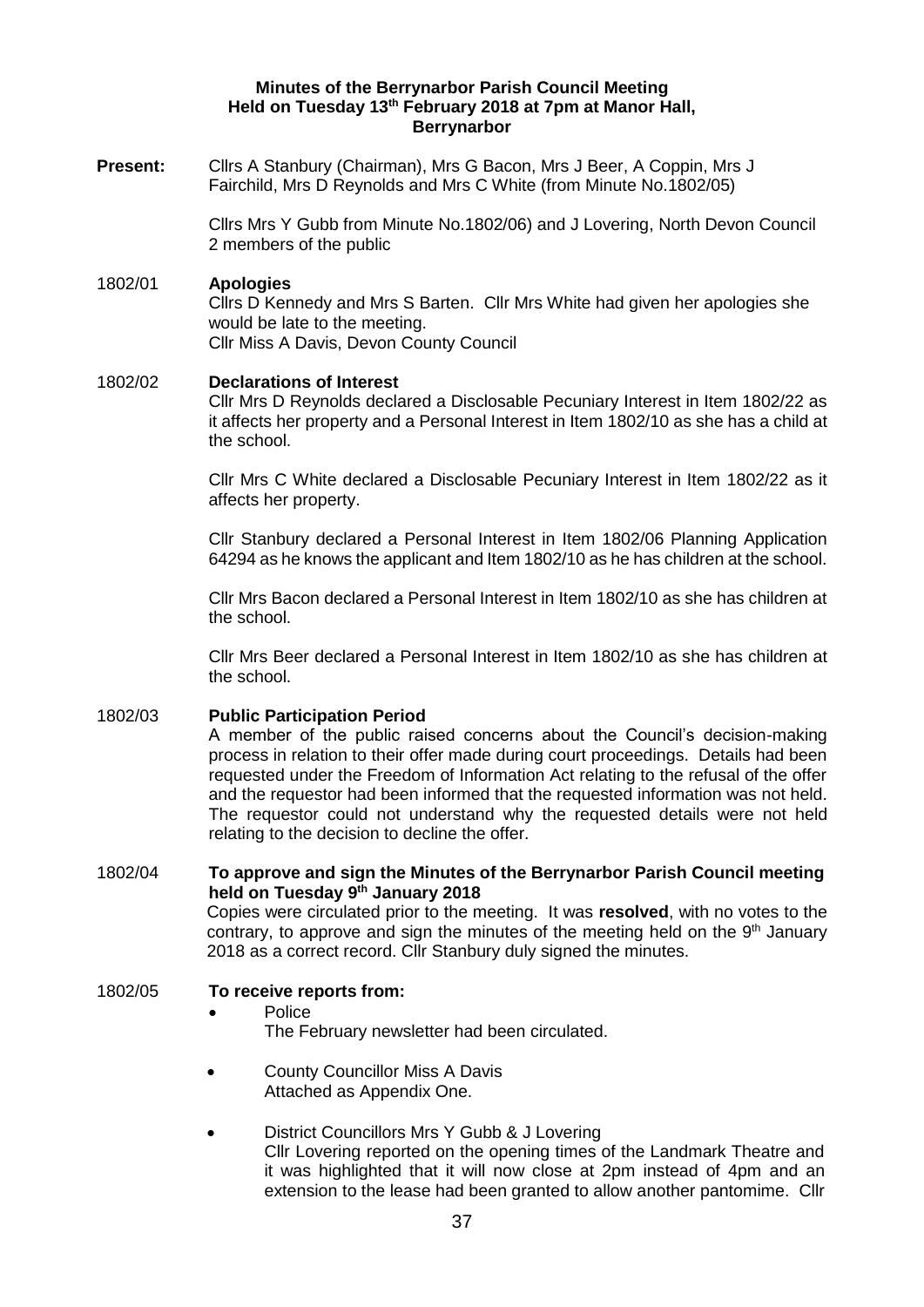**Minutes of the Berrynarbor Parish Council Meeting**
**Held on Tuesday 13th February 2018 at 7pm at Manor Hall, Berrynarbor**

**Present:** Cllrs A Stanbury (Chairman), Mrs G Bacon, Mrs J Beer, A Coppin, Mrs J Fairchild, Mrs D Reynolds and Mrs C White (from Minute No.1802/05)

Cllrs Mrs Y Gubb from Minute No.1802/06) and J Lovering, North Devon Council
2 members of the public

**1802/01 Apologies**

Cllrs D Kennedy and Mrs S Barten. Cllr Mrs White had given her apologies she would be late to the meeting.
Cllr Miss A Davis, Devon County Council

**1802/02 Declarations of Interest**

Cllr Mrs D Reynolds declared a Disclosable Pecuniary Interest in Item 1802/22 as it affects her property and a Personal Interest in Item 1802/10 as she has a child at the school.

Cllr Mrs C White declared a Disclosable Pecuniary Interest in Item 1802/22 as it affects her property.

Cllr Stanbury declared a Personal Interest in Item 1802/06 Planning Application 64294 as he knows the applicant and Item 1802/10 as he has children at the school.

Cllr Mrs Bacon declared a Personal Interest in Item 1802/10 as she has children at the school.

Cllr Mrs Beer declared a Personal Interest in Item 1802/10 as she has children at the school.

**1802/03 Public Participation Period**

A member of the public raised concerns about the Council's decision-making process in relation to their offer made during court proceedings. Details had been requested under the Freedom of Information Act relating to the refusal of the offer and the requestor had been informed that the requested information was not held. The requestor could not understand why the requested details were not held relating to the decision to decline the offer.

**1802/04 To approve and sign the Minutes of the Berrynarbor Parish Council meeting held on Tuesday 9th January 2018**

Copies were circulated prior to the meeting. It was **resolved**, with no votes to the contrary, to approve and sign the minutes of the meeting held on the 9th January 2018 as a correct record. Cllr Stanbury duly signed the minutes.

**1802/05 To receive reports from:**

- Police
  The February newsletter had been circulated.

- County Councillor Miss A Davis
  Attached as Appendix One.

- District Councillors Mrs Y Gubb & J Lovering
  Cllr Lovering reported on the opening times of the Landmark Theatre and it was highlighted that it will now close at 2pm instead of 4pm and an extension to the lease had been granted to allow another pantomime. Cllr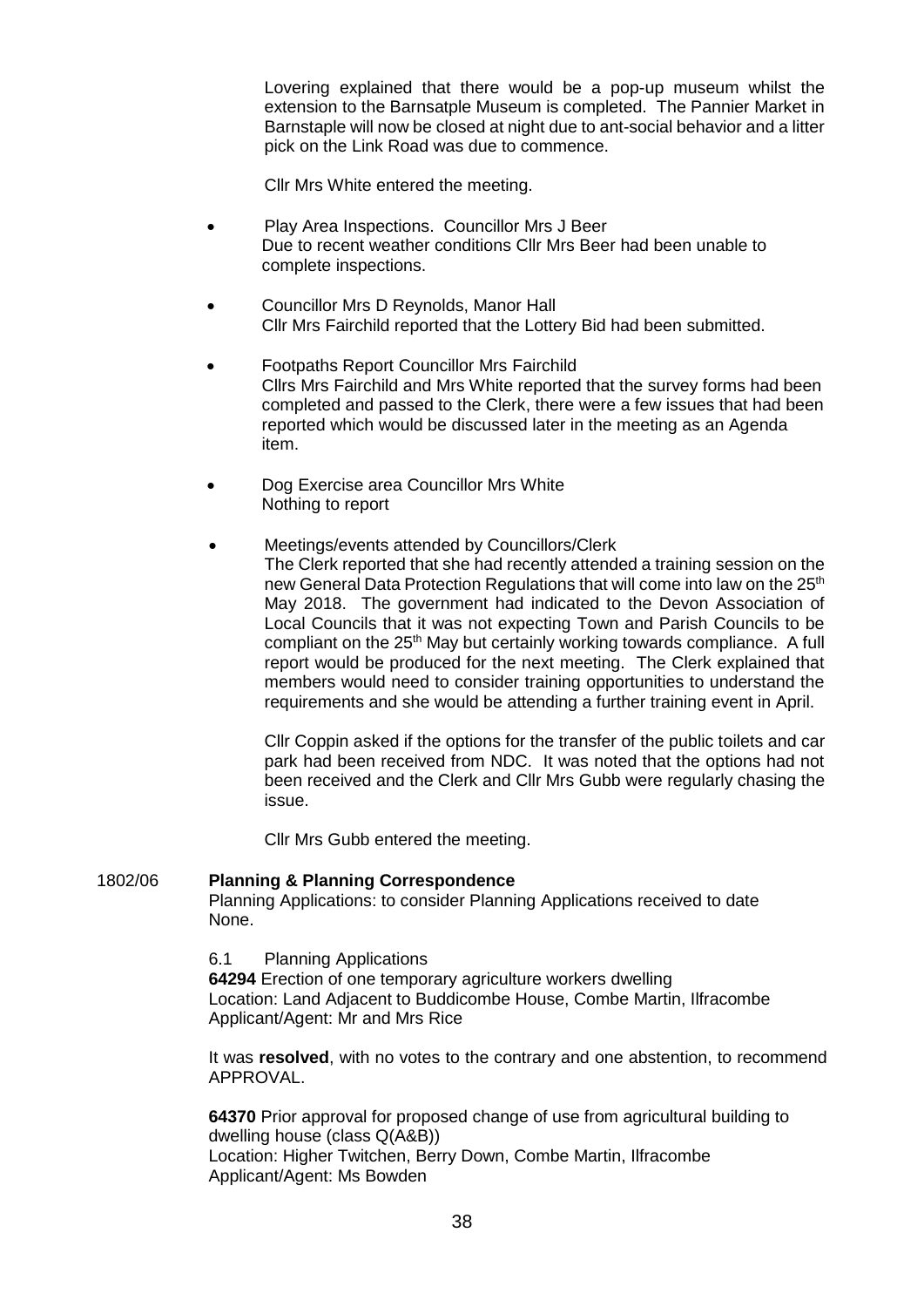Lovering explained that there would be a pop-up museum whilst the extension to the Barnsatple Museum is completed. The Pannier Market in Barnstaple will now be closed at night due to ant-social behavior and a litter pick on the Link Road was due to commence.

Cllr Mrs White entered the meeting.

- Play Area Inspections. Councillor Mrs J Beer
  Due to recent weather conditions Cllr Mrs Beer had been unable to complete inspections.

- Councillor Mrs D Reynolds, Manor Hall
  Cllr Mrs Fairchild reported that the Lottery Bid had been submitted.

- Footpaths Report Councillor Mrs Fairchild
  Cllrs Mrs Fairchild and Mrs White reported that the survey forms had been completed and passed to the Clerk, there were a few issues that had been reported which would be discussed later in the meeting as an Agenda item.

- Dog Exercise area Councillor Mrs White
  Nothing to report

- Meetings/events attended by Councillors/Clerk
  The Clerk reported that she had recently attended a training session on the new General Data Protection Regulations that will come into law on the 25th May 2018. The government had indicated to the Devon Association of Local Councils that it was not expecting Town and Parish Councils to be compliant on the 25th May but certainly working towards compliance. A full report would be produced for the next meeting. The Clerk explained that members would need to consider training opportunities to understand the requirements and she would be attending a further training event in April.

  Cllr Coppin asked if the options for the transfer of the public toilets and car park had been received from NDC. It was noted that the options had not been received and the Clerk and Cllr Mrs Gubb were regularly chasing the issue.

  Cllr Mrs Gubb entered the meeting.

1802/06 **Planning & Planning Correspondence**

Planning Applications: to consider Planning Applications received to date
None.

6.1 Planning Applications

**64294** Erection of one temporary agriculture workers dwelling
Location: Land Adjacent to Buddicombe House, Combe Martin, Ilfracombe
Applicant/Agent: Mr and Mrs Rice

It was **resolved**, with no votes to the contrary and one abstention, to recommend APPROVAL.

**64370** Prior approval for proposed change of use from agricultural building to dwelling house (class Q(A&B))
Location: Higher Twitchen, Berry Down, Combe Martin, Ilfracombe
Applicant/Agent: Ms Bowden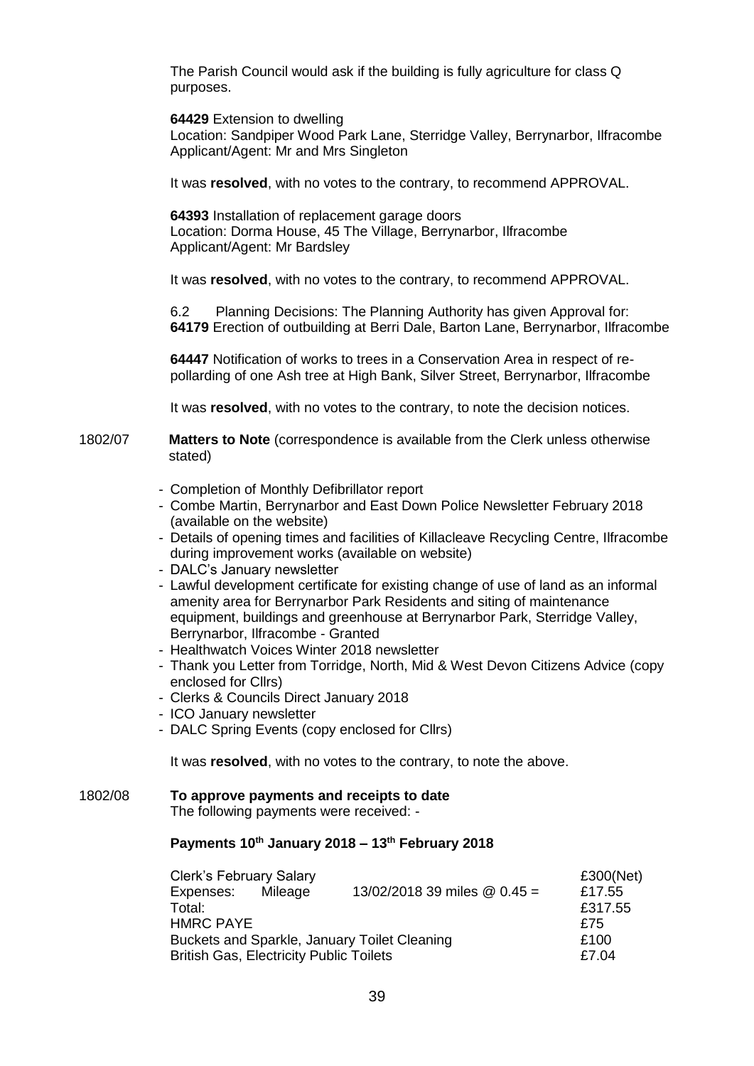The Parish Council would ask if the building is fully agriculture for class Q purposes.

**64429** Extension to dwelling
Location: Sandpiper Wood Park Lane, Sterridge Valley, Berrynarbor, Ilfracombe
Applicant/Agent: Mr and Mrs Singleton

It was **resolved**, with no votes to the contrary, to recommend APPROVAL.

**64393** Installation of replacement garage doors
Location: Dorma House, 45 The Village, Berrynarbor, Ilfracombe
Applicant/Agent: Mr Bardsley

It was **resolved**, with no votes to the contrary, to recommend APPROVAL.

6.2 Planning Decisions: The Planning Authority has given Approval for:
**64179** Erection of outbuilding at Berri Dale, Barton Lane, Berrynarbor, Ilfracombe

**64447** Notification of works to trees in a Conservation Area in respect of re-pollarding of one Ash tree at High Bank, Silver Street, Berrynarbor, Ilfracombe

It was **resolved**, with no votes to the contrary, to note the decision notices.

1802/07 **Matters to Note** (correspondence is available from the Clerk unless otherwise stated)

- Completion of Monthly Defibrillator report
- Combe Martin, Berrynarbor and East Down Police Newsletter February 2018 (available on the website)
- Details of opening times and facilities of Killacleave Recycling Centre, Ilfracombe during improvement works (available on website)
- DALC's January newsletter
- Lawful development certificate for existing change of use of land as an informal amenity area for Berrynarbor Park Residents and siting of maintenance equipment, buildings and greenhouse at Berrynarbor Park, Sterridge Valley, Berrynarbor, Ilfracombe - Granted
- Healthwatch Voices Winter 2018 newsletter
- Thank you Letter from Torridge, North, Mid & West Devon Citizens Advice (copy enclosed for Cllrs)
- Clerks & Councils Direct January 2018
- ICO January newsletter
- DALC Spring Events (copy enclosed for Cllrs)

It was **resolved**, with no votes to the contrary, to note the above.

1802/08 **To approve payments and receipts to date**
The following payments were received: -

**Payments 10th January 2018 – 13th February 2018**

| | | | |
|---|---|---|---|
| Clerk's February Salary | | | £300(Net) |
| Expenses: | Mileage | 13/02/2018 39 miles @ 0.45 = | £17.55 |
| Total: | | | £317.55 |
| HMRC PAYE | | | £75 |
| Buckets and Sparkle, January Toilet Cleaning | | | £100 |
| British Gas, Electricity Public Toilets | | | £7.04 |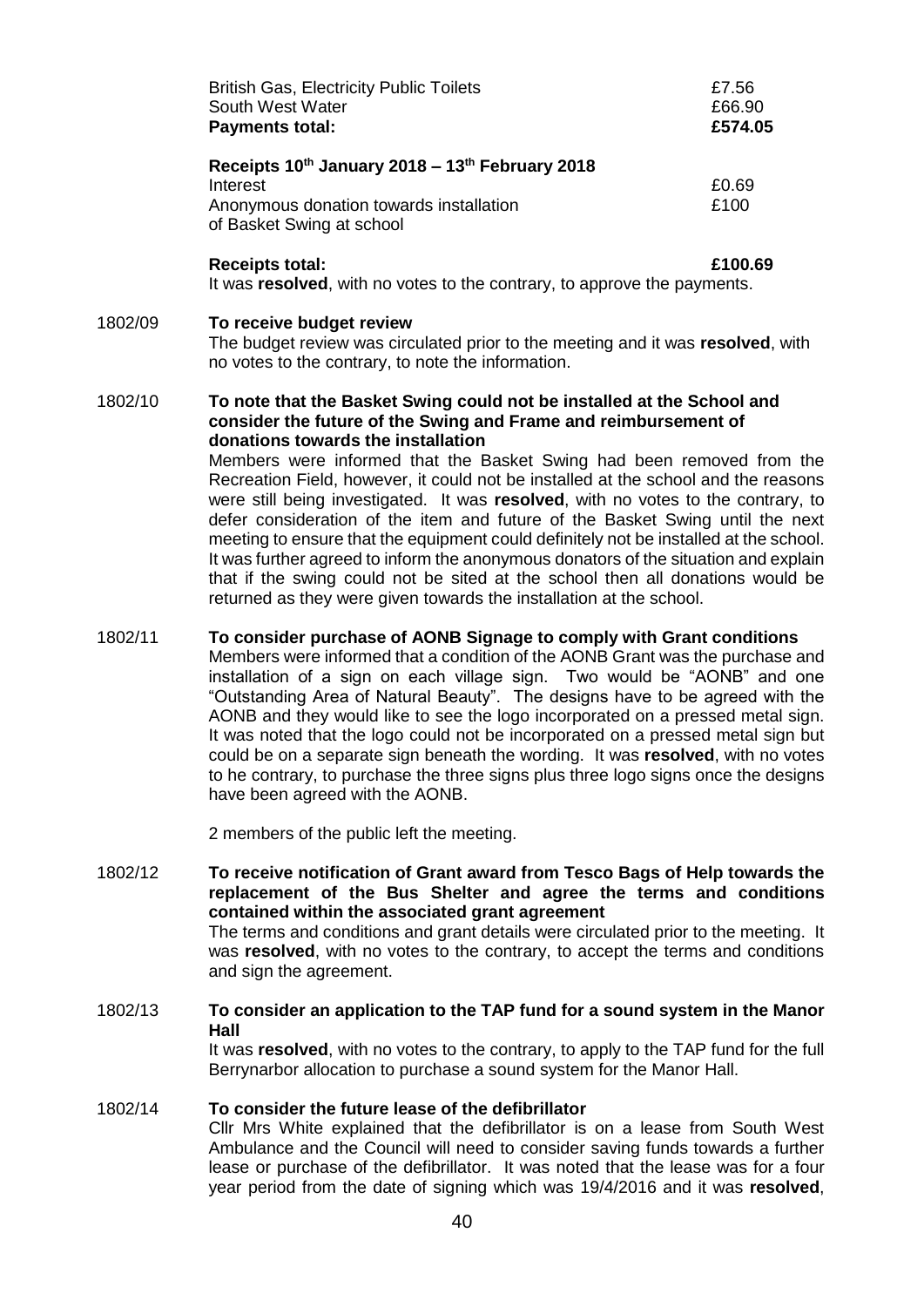| | |
|---|---|
| British Gas, Electricity Public Toilets | £7.56 |
| South West Water | £66.90 |
| **Payments total:** | **£574.05** |

**Receipts 10th January 2018 – 13th February 2018**

| | |
|---|---|
| Interest | £0.69 |
| Anonymous donation towards installation of Basket Swing at school | £100 |
| **Receipts total:** | **£100.69** |

It was **resolved**, with no votes to the contrary, to approve the payments.

1802/09 **To receive budget review**

The budget review was circulated prior to the meeting and it was **resolved**, with no votes to the contrary, to note the information.

1802/10 **To note that the Basket Swing could not be installed at the School and consider the future of the Swing and Frame and reimbursement of donations towards the installation**

Members were informed that the Basket Swing had been removed from the Recreation Field, however, it could not be installed at the school and the reasons were still being investigated. It was **resolved**, with no votes to the contrary, to defer consideration of the item and future of the Basket Swing until the next meeting to ensure that the equipment could definitely not be installed at the school. It was further agreed to inform the anonymous donators of the situation and explain that if the swing could not be sited at the school then all donations would be returned as they were given towards the installation at the school.

1802/11 **To consider purchase of AONB Signage to comply with Grant conditions**

Members were informed that a condition of the AONB Grant was the purchase and installation of a sign on each village sign. Two would be "AONB" and one "Outstanding Area of Natural Beauty". The designs have to be agreed with the AONB and they would like to see the logo incorporated on a pressed metal sign. It was noted that the logo could not be incorporated on a pressed metal sign but could be on a separate sign beneath the wording. It was **resolved**, with no votes to he contrary, to purchase the three signs plus three logo signs once the designs have been agreed with the AONB.

2 members of the public left the meeting.

1802/12 **To receive notification of Grant award from Tesco Bags of Help towards the replacement of the Bus Shelter and agree the terms and conditions contained within the associated grant agreement**

The terms and conditions and grant details were circulated prior to the meeting. It was **resolved**, with no votes to the contrary, to accept the terms and conditions and sign the agreement.

1802/13 **To consider an application to the TAP fund for a sound system in the Manor Hall**

It was **resolved**, with no votes to the contrary, to apply to the TAP fund for the full Berrynarbor allocation to purchase a sound system for the Manor Hall.

1802/14 **To consider the future lease of the defibrillator**

Cllr Mrs White explained that the defibrillator is on a lease from South West Ambulance and the Council will need to consider saving funds towards a further lease or purchase of the defibrillator. It was noted that the lease was for a four year period from the date of signing which was 19/4/2016 and it was **resolved**,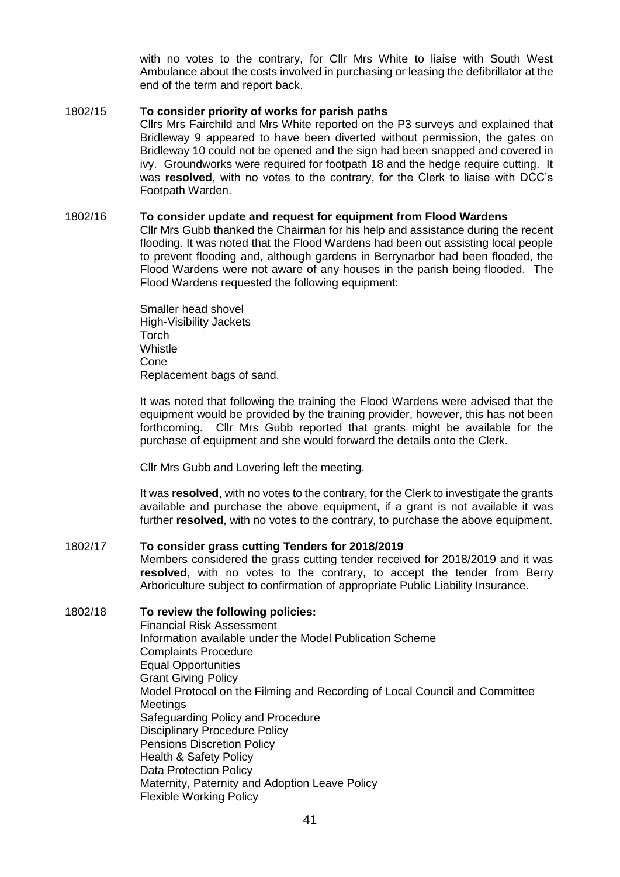with no votes to the contrary, for Cllr Mrs White to liaise with South West Ambulance about the costs involved in purchasing or leasing the defibrillator at the end of the term and report back.

1802/15 **To consider priority of works for parish paths**

Cllrs Mrs Fairchild and Mrs White reported on the P3 surveys and explained that Bridleway 9 appeared to have been diverted without permission, the gates on Bridleway 10 could not be opened and the sign had been snapped and covered in ivy. Groundworks were required for footpath 18 and the hedge require cutting. It was **resolved**, with no votes to the contrary, for the Clerk to liaise with DCC's Footpath Warden.

1802/16 **To consider update and request for equipment from Flood Wardens**

Cllr Mrs Gubb thanked the Chairman for his help and assistance during the recent flooding. It was noted that the Flood Wardens had been out assisting local people to prevent flooding and, although gardens in Berrynarbor had been flooded, the Flood Wardens were not aware of any houses in the parish being flooded. The Flood Wardens requested the following equipment:

Smaller head shovel
High-Visibility Jackets
Torch
Whistle
Cone
Replacement bags of sand.

It was noted that following the training the Flood Wardens were advised that the equipment would be provided by the training provider, however, this has not been forthcoming. Cllr Mrs Gubb reported that grants might be available for the purchase of equipment and she would forward the details onto the Clerk.

Cllr Mrs Gubb and Lovering left the meeting.

It was **resolved**, with no votes to the contrary, for the Clerk to investigate the grants available and purchase the above equipment, if a grant is not available it was further **resolved**, with no votes to the contrary, to purchase the above equipment.

1802/17 **To consider grass cutting Tenders for 2018/2019**

Members considered the grass cutting tender received for 2018/2019 and it was **resolved**, with no votes to the contrary, to accept the tender from Berry Arboriculture subject to confirmation of appropriate Public Liability Insurance.

1802/18 **To review the following policies:**

Financial Risk Assessment
Information available under the Model Publication Scheme
Complaints Procedure
Equal Opportunities
Grant Giving Policy
Model Protocol on the Filming and Recording of Local Council and Committee Meetings
Safeguarding Policy and Procedure
Disciplinary Procedure Policy
Pensions Discretion Policy
Health & Safety Policy
Data Protection Policy
Maternity, Paternity and Adoption Leave Policy
Flexible Working Policy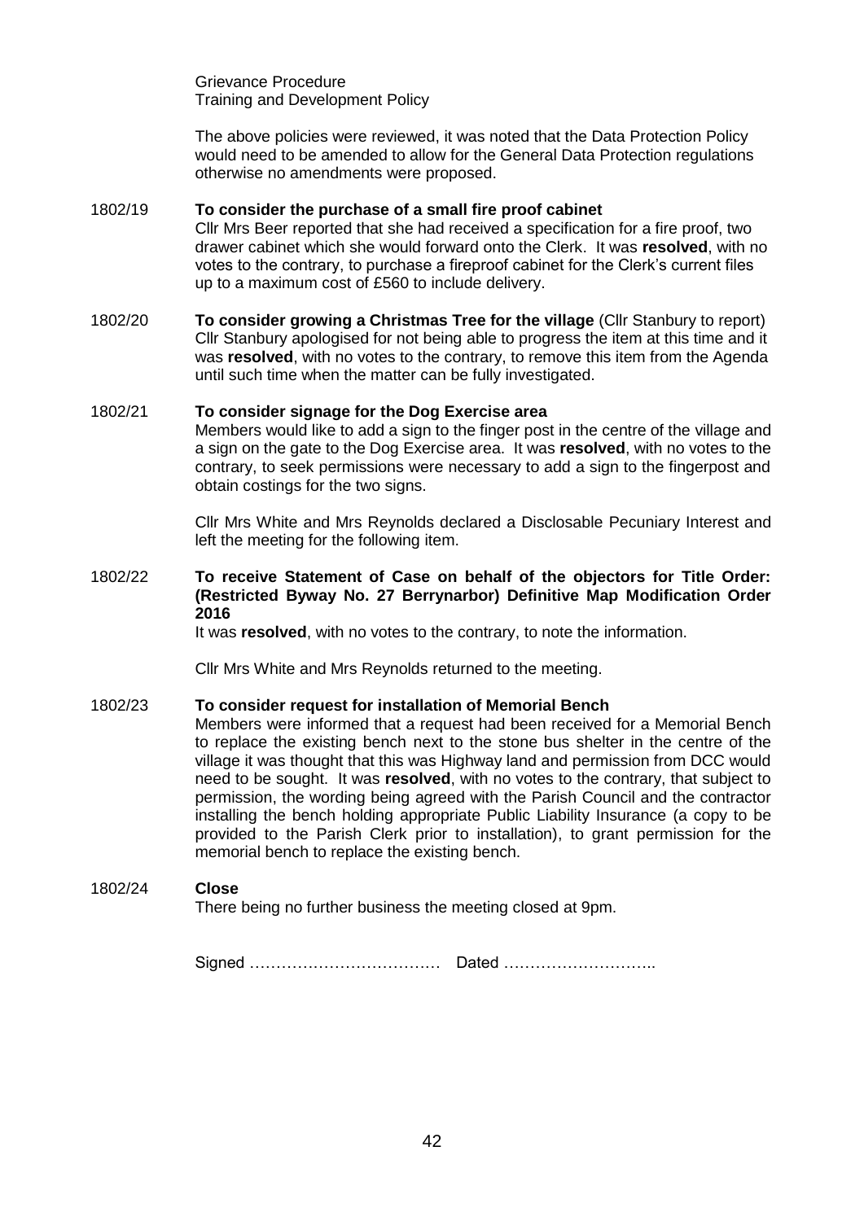Grievance Procedure
Training and Development Policy

The above policies were reviewed, it was noted that the Data Protection Policy would need to be amended to allow for the General Data Protection regulations otherwise no amendments were proposed.

1802/19 **To consider the purchase of a small fire proof cabinet**

Cllr Mrs Beer reported that she had received a specification for a fire proof, two drawer cabinet which she would forward onto the Clerk. It was **resolved**, with no votes to the contrary, to purchase a fireproof cabinet for the Clerk's current files up to a maximum cost of £560 to include delivery.

1802/20 **To consider growing a Christmas Tree for the village** (Cllr Stanbury to report)

Cllr Stanbury apologised for not being able to progress the item at this time and it was **resolved**, with no votes to the contrary, to remove this item from the Agenda until such time when the matter can be fully investigated.

1802/21 **To consider signage for the Dog Exercise area**

Members would like to add a sign to the finger post in the centre of the village and a sign on the gate to the Dog Exercise area. It was **resolved**, with no votes to the contrary, to seek permissions were necessary to add a sign to the fingerpost and obtain costings for the two signs.

Cllr Mrs White and Mrs Reynolds declared a Disclosable Pecuniary Interest and left the meeting for the following item.

1802/22 **To receive Statement of Case on behalf of the objectors for Title Order: (Restricted Byway No. 27 Berrynarbor) Definitive Map Modification Order 2016**

It was **resolved**, with no votes to the contrary, to note the information.

Cllr Mrs White and Mrs Reynolds returned to the meeting.

1802/23 **To consider request for installation of Memorial Bench**

Members were informed that a request had been received for a Memorial Bench to replace the existing bench next to the stone bus shelter in the centre of the village it was thought that this was Highway land and permission from DCC would need to be sought. It was **resolved**, with no votes to the contrary, that subject to permission, the wording being agreed with the Parish Council and the contractor installing the bench holding appropriate Public Liability Insurance (a copy to be provided to the Parish Clerk prior to installation), to grant permission for the memorial bench to replace the existing bench.

1802/24 **Close**

There being no further business the meeting closed at 9pm.

Signed ……………………………… Dated ………………………..